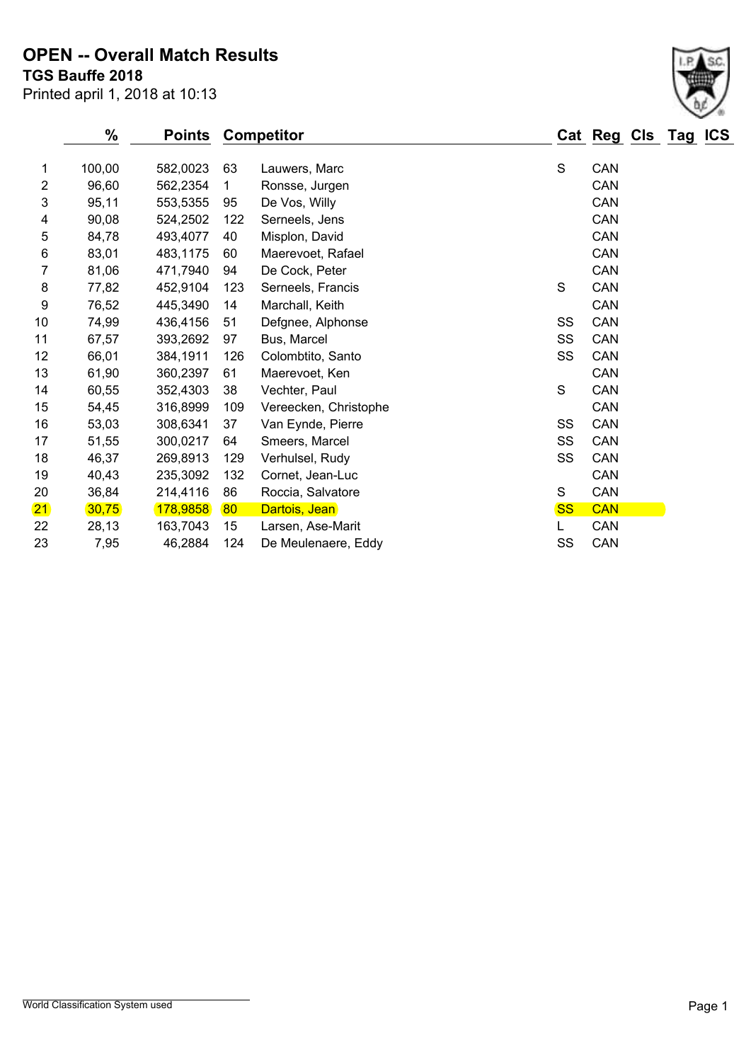# OPEN -- Overall Match Results

**TGS Bauffe 2018**

Printed april 1, 2018 at 10:13

| | % | Points | Competitor | | Cat | Reg | Cls | Tag | ICS |
|---|---|---|---|---|---|---|---|---|---|
| 1 | 100,00 | 582,0023 | 63 | Lauwers, Marc | S | CAN | | | |
| 2 | 96,60 | 562,2354 | 1 | Ronsse, Jurgen | | CAN | | | |
| 3 | 95,11 | 553,5355 | 95 | De Vos, Willy | | CAN | | | |
| 4 | 90,08 | 524,2502 | 122 | Serneels, Jens | | CAN | | | |
| 5 | 84,78 | 493,4077 | 40 | Misplon, David | | CAN | | | |
| 6 | 83,01 | 483,1175 | 60 | Maerevoet, Rafael | | CAN | | | |
| 7 | 81,06 | 471,7940 | 94 | De Cock, Peter | | CAN | | | |
| 8 | 77,82 | 452,9104 | 123 | Serneels, Francis | S | CAN | | | |
| 9 | 76,52 | 445,3490 | 14 | Marchall, Keith | | CAN | | | |
| 10 | 74,99 | 436,4156 | 51 | Defgnee, Alphonse | SS | CAN | | | |
| 11 | 67,57 | 393,2692 | 97 | Bus, Marcel | SS | CAN | | | |
| 12 | 66,01 | 384,1911 | 126 | Colombtito, Santo | SS | CAN | | | |
| 13 | 61,90 | 360,2397 | 61 | Maerevoet, Ken | | CAN | | | |
| 14 | 60,55 | 352,4303 | 38 | Vechter, Paul | S | CAN | | | |
| 15 | 54,45 | 316,8999 | 109 | Vereecken, Christophe | | CAN | | | |
| 16 | 53,03 | 308,6341 | 37 | Van Eynde, Pierre | SS | CAN | | | |
| 17 | 51,55 | 300,0217 | 64 | Smeers, Marcel | SS | CAN | | | |
| 18 | 46,37 | 269,8913 | 129 | Verhulsel, Rudy | SS | CAN | | | |
| 19 | 40,43 | 235,3092 | 132 | Cornet, Jean-Luc | | CAN | | | |
| 20 | 36,84 | 214,4116 | 86 | Roccia, Salvatore | S | CAN | | | |
| 21 | 30,75 | 178,9858 | 80 | Dartois, Jean | SS | CAN | | | |
| 22 | 28,13 | 163,7043 | 15 | Larsen, Ase-Marit | L | CAN | | | |
| 23 | 7,95 | 46,2884 | 124 | De Meulenaere, Eddy | SS | CAN | | | |

World Classification System used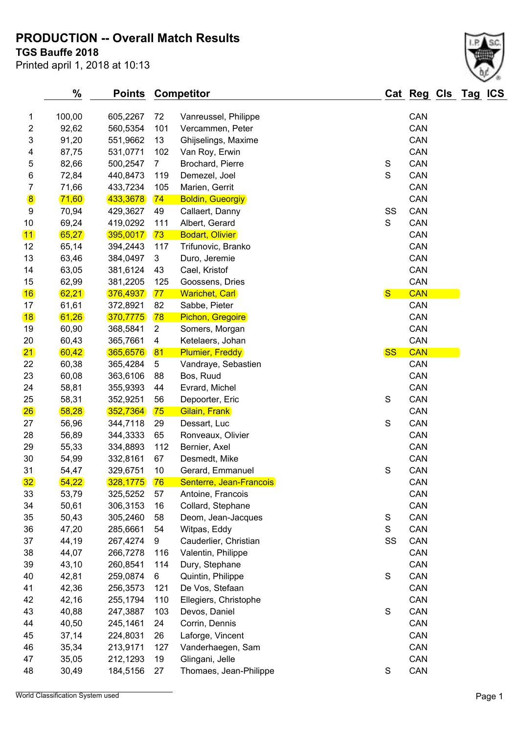# PRODUCTION -- Overall Match Results

**TGS Bauffe 2018**

Printed april 1, 2018 at 10:13

| | % | Points | Competitor | | Cat | Reg | Cls | Tag | ICS |
|---|---|---|---|---|---|---|---|---|---|
| 1 | 100,00 | 605,2267 | 72 | Vanreussel, Philippe | | CAN | | | |
| 2 | 92,62 | 560,5354 | 101 | Vercammen, Peter | | CAN | | | |
| 3 | 91,20 | 551,9662 | 13 | Ghijselings, Maxime | | CAN | | | |
| 4 | 87,75 | 531,0771 | 102 | Van Roy, Erwin | | CAN | | | |
| 5 | 82,66 | 500,2547 | 7 | Brochard, Pierre | S | CAN | | | |
| 6 | 72,84 | 440,8473 | 119 | Demezel, Joel | S | CAN | | | |
| 7 | 71,66 | 433,7234 | 105 | Marien, Gerrit | | CAN | | | |
| 8 | 71,60 | 433,3678 | 74 | Boldin, Gueorgiy | | CAN | | | |
| 9 | 70,94 | 429,3627 | 49 | Callaert, Danny | SS | CAN | | | |
| 10 | 69,24 | 419,0292 | 111 | Albert, Gerard | S | CAN | | | |
| 11 | 65,27 | 395,0017 | 73 | Bodart, Olivier | | CAN | | | |
| 12 | 65,14 | 394,2443 | 117 | Trifunovic, Branko | | CAN | | | |
| 13 | 63,46 | 384,0497 | 3 | Duro, Jeremie | | CAN | | | |
| 14 | 63,05 | 381,6124 | 43 | Cael, Kristof | | CAN | | | |
| 15 | 62,99 | 381,2205 | 125 | Goossens, Dries | | CAN | | | |
| 16 | 62,21 | 376,4937 | 77 | Warichet, Carl | S | CAN | | | |
| 17 | 61,61 | 372,8921 | 82 | Sabbe, Pieter | | CAN | | | |
| 18 | 61,26 | 370,7775 | 78 | Pichon, Gregoire | | CAN | | | |
| 19 | 60,90 | 368,5841 | 2 | Somers, Morgan | | CAN | | | |
| 20 | 60,43 | 365,7661 | 4 | Ketelaers, Johan | | CAN | | | |
| 21 | 60,42 | 365,6576 | 81 | Plumier, Freddy | SS | CAN | | | |
| 22 | 60,38 | 365,4284 | 5 | Vandraye, Sebastien | | CAN | | | |
| 23 | 60,08 | 363,6106 | 88 | Bos, Ruud | | CAN | | | |
| 24 | 58,81 | 355,9393 | 44 | Evrard, Michel | | CAN | | | |
| 25 | 58,31 | 352,9251 | 56 | Depoorter, Eric | S | CAN | | | |
| 26 | 58,28 | 352,7364 | 75 | Gilain, Frank | | CAN | | | |
| 27 | 56,96 | 344,7118 | 29 | Dessart, Luc | S | CAN | | | |
| 28 | 56,89 | 344,3333 | 65 | Ronveaux, Olivier | | CAN | | | |
| 29 | 55,33 | 334,8893 | 112 | Bernier, Axel | | CAN | | | |
| 30 | 54,99 | 332,8161 | 67 | Desmedt, Mike | | CAN | | | |
| 31 | 54,47 | 329,6751 | 10 | Gerard, Emmanuel | S | CAN | | | |
| 32 | 54,22 | 328,1775 | 76 | Senterre, Jean-Francois | | CAN | | | |
| 33 | 53,79 | 325,5252 | 57 | Antoine, Francois | | CAN | | | |
| 34 | 50,61 | 306,3153 | 16 | Collard, Stephane | | CAN | | | |
| 35 | 50,43 | 305,2460 | 58 | Deom, Jean-Jacques | S | CAN | | | |
| 36 | 47,20 | 285,6661 | 54 | Witpas, Eddy | S | CAN | | | |
| 37 | 44,19 | 267,4274 | 9 | Cauderlier, Christian | SS | CAN | | | |
| 38 | 44,07 | 266,7278 | 116 | Valentin, Philippe | | CAN | | | |
| 39 | 43,10 | 260,8541 | 114 | Dury, Stephane | | CAN | | | |
| 40 | 42,81 | 259,0874 | 6 | Quintin, Philippe | S | CAN | | | |
| 41 | 42,36 | 256,3573 | 121 | De Vos, Stefaan | | CAN | | | |
| 42 | 42,16 | 255,1794 | 110 | Ellegiers, Christophe | | CAN | | | |
| 43 | 40,88 | 247,3887 | 103 | Devos, Daniel | S | CAN | | | |
| 44 | 40,50 | 245,1461 | 24 | Corrin, Dennis | | CAN | | | |
| 45 | 37,14 | 224,8031 | 26 | Laforge, Vincent | | CAN | | | |
| 46 | 35,34 | 213,9171 | 127 | Vanderhaegen, Sam | | CAN | | | |
| 47 | 35,05 | 212,1293 | 19 | Glingani, Jelle | | CAN | | | |
| 48 | 30,49 | 184,5156 | 27 | Thomaes, Jean-Philippe | S | CAN | | | |

World Classification System used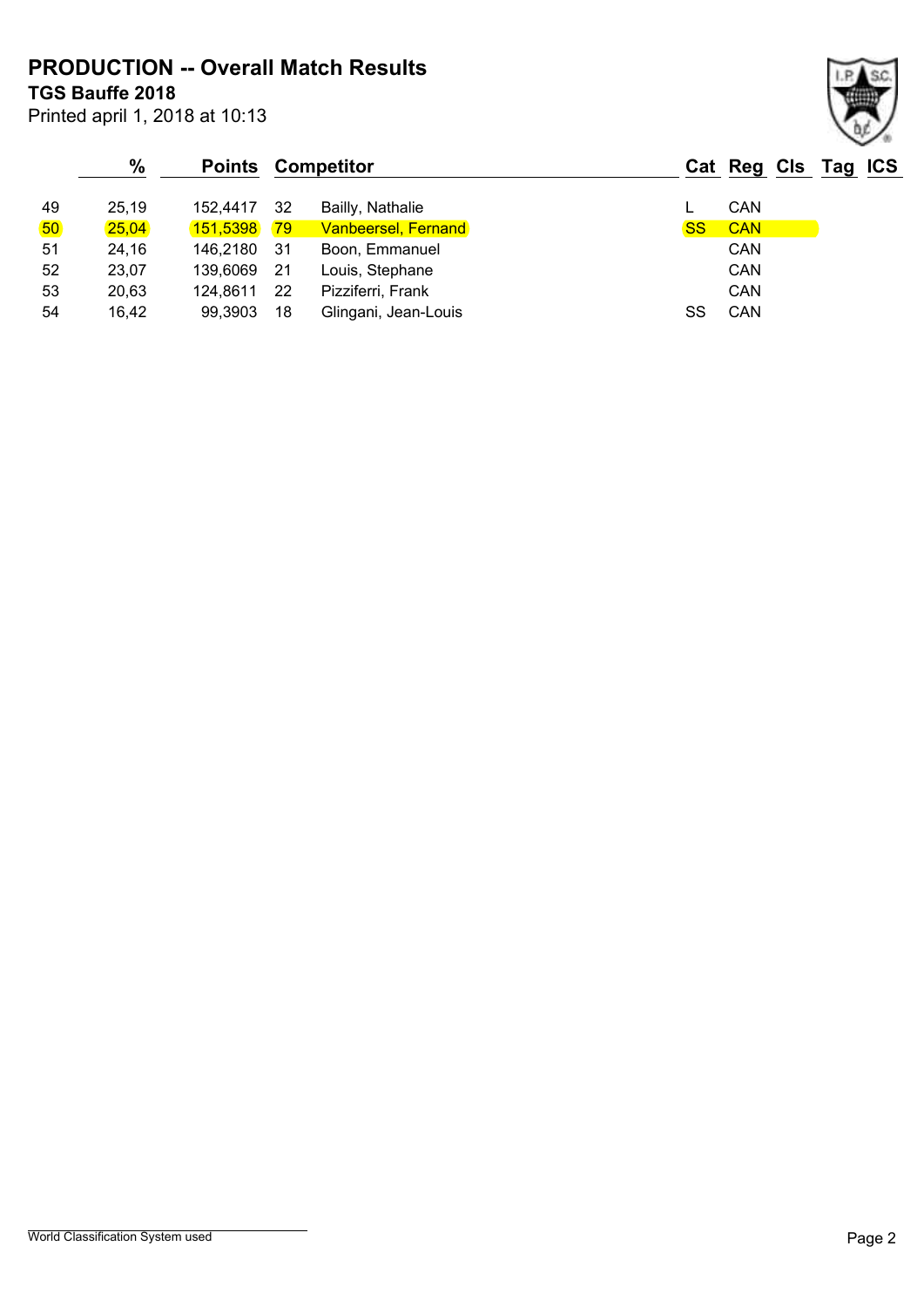# PRODUCTION -- Overall Match Results

**TGS Bauffe 2018**

Printed april 1, 2018 at 10:13

| | % | Points | Competitor | | Cat | Reg | Cls | Tag | ICS |
|---|---|---|---|---|---|---|---|---|---|
| 49 | 25,19 | 152,4417 | 32 | Bailly, Nathalie | L | CAN | | | |
| 50 | 25,04 | 151,5398 | 79 | Vanbeersel, Fernand | SS | CAN | | | |
| 51 | 24,16 | 146,2180 | 31 | Boon, Emmanuel | | CAN | | | |
| 52 | 23,07 | 139,6069 | 21 | Louis, Stephane | | CAN | | | |
| 53 | 20,63 | 124,8611 | 22 | Pizziferri, Frank | | CAN | | | |
| 54 | 16,42 | 99,3903 | 18 | Glingani, Jean-Louis | SS | CAN | | | |

World Classification System used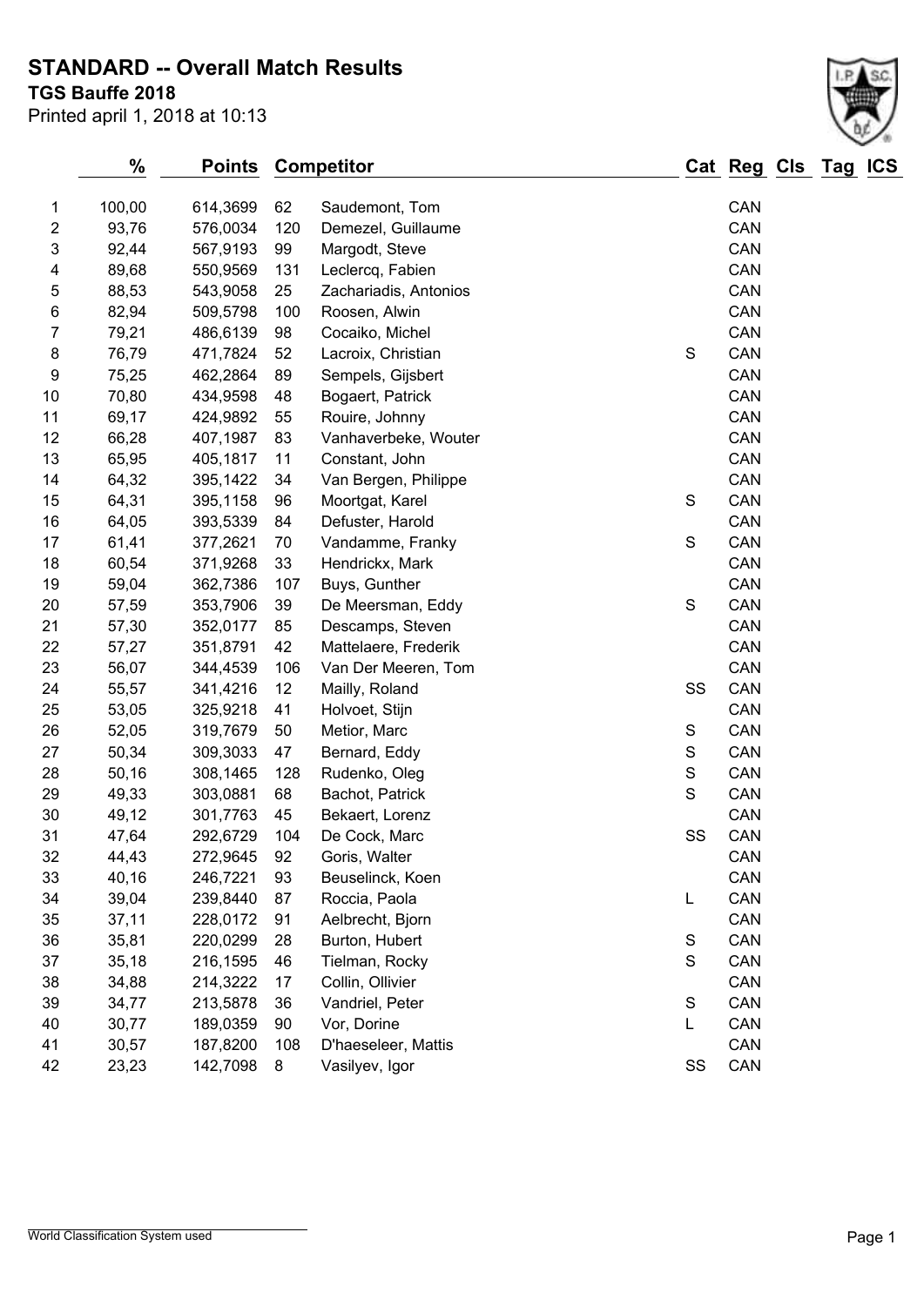# STANDARD -- Overall Match Results

**TGS Bauffe 2018**

Printed april 1, 2018 at 10:13

| | % | Points | Competitor | | Cat | Reg | Cls | Tag | ICS |
|---|---|---|---|---|---|---|---|---|---|
| 1 | 100,00 | 614,3699 | 62 | Saudemont, Tom | | CAN | | | |
| 2 | 93,76 | 576,0034 | 120 | Demezel, Guillaume | | CAN | | | |
| 3 | 92,44 | 567,9193 | 99 | Margodt, Steve | | CAN | | | |
| 4 | 89,68 | 550,9569 | 131 | Leclercq, Fabien | | CAN | | | |
| 5 | 88,53 | 543,9058 | 25 | Zachariadis, Antonios | | CAN | | | |
| 6 | 82,94 | 509,5798 | 100 | Roosen, Alwin | | CAN | | | |
| 7 | 79,21 | 486,6139 | 98 | Cocaiko, Michel | | CAN | | | |
| 8 | 76,79 | 471,7824 | 52 | Lacroix, Christian | S | CAN | | | |
| 9 | 75,25 | 462,2864 | 89 | Sempels, Gijsbert | | CAN | | | |
| 10 | 70,80 | 434,9598 | 48 | Bogaert, Patrick | | CAN | | | |
| 11 | 69,17 | 424,9892 | 55 | Rouire, Johnny | | CAN | | | |
| 12 | 66,28 | 407,1987 | 83 | Vanhaverbeke, Wouter | | CAN | | | |
| 13 | 65,95 | 405,1817 | 11 | Constant, John | | CAN | | | |
| 14 | 64,32 | 395,1422 | 34 | Van Bergen, Philippe | | CAN | | | |
| 15 | 64,31 | 395,1158 | 96 | Moortgat, Karel | S | CAN | | | |
| 16 | 64,05 | 393,5339 | 84 | Defuster, Harold | | CAN | | | |
| 17 | 61,41 | 377,2621 | 70 | Vandamme, Franky | S | CAN | | | |
| 18 | 60,54 | 371,9268 | 33 | Hendrickx, Mark | | CAN | | | |
| 19 | 59,04 | 362,7386 | 107 | Buys, Gunther | | CAN | | | |
| 20 | 57,59 | 353,7906 | 39 | De Meersman, Eddy | S | CAN | | | |
| 21 | 57,30 | 352,0177 | 85 | Descamps, Steven | | CAN | | | |
| 22 | 57,27 | 351,8791 | 42 | Mattelaere, Frederik | | CAN | | | |
| 23 | 56,07 | 344,4539 | 106 | Van Der Meeren, Tom | | CAN | | | |
| 24 | 55,57 | 341,4216 | 12 | Mailly, Roland | SS | CAN | | | |
| 25 | 53,05 | 325,9218 | 41 | Holvoet, Stijn | | CAN | | | |
| 26 | 52,05 | 319,7679 | 50 | Metior, Marc | S | CAN | | | |
| 27 | 50,34 | 309,3033 | 47 | Bernard, Eddy | S | CAN | | | |
| 28 | 50,16 | 308,1465 | 128 | Rudenko, Oleg | S | CAN | | | |
| 29 | 49,33 | 303,0881 | 68 | Bachot, Patrick | S | CAN | | | |
| 30 | 49,12 | 301,7763 | 45 | Bekaert, Lorenz | | CAN | | | |
| 31 | 47,64 | 292,6729 | 104 | De Cock, Marc | SS | CAN | | | |
| 32 | 44,43 | 272,9645 | 92 | Goris, Walter | | CAN | | | |
| 33 | 40,16 | 246,7221 | 93 | Beuselinck, Koen | | CAN | | | |
| 34 | 39,04 | 239,8440 | 87 | Roccia, Paola | L | CAN | | | |
| 35 | 37,11 | 228,0172 | 91 | Aelbrecht, Bjorn | | CAN | | | |
| 36 | 35,81 | 220,0299 | 28 | Burton, Hubert | S | CAN | | | |
| 37 | 35,18 | 216,1595 | 46 | Tielman, Rocky | S | CAN | | | |
| 38 | 34,88 | 214,3222 | 17 | Collin, Ollivier | | CAN | | | |
| 39 | 34,77 | 213,5878 | 36 | Vandriel, Peter | S | CAN | | | |
| 40 | 30,77 | 189,0359 | 90 | Vor, Dorine | L | CAN | | | |
| 41 | 30,57 | 187,8200 | 108 | D'haeseleer, Mattis | | CAN | | | |
| 42 | 23,23 | 142,7098 | 8 | Vasilyev, Igor | SS | CAN | | | |

World Classification System used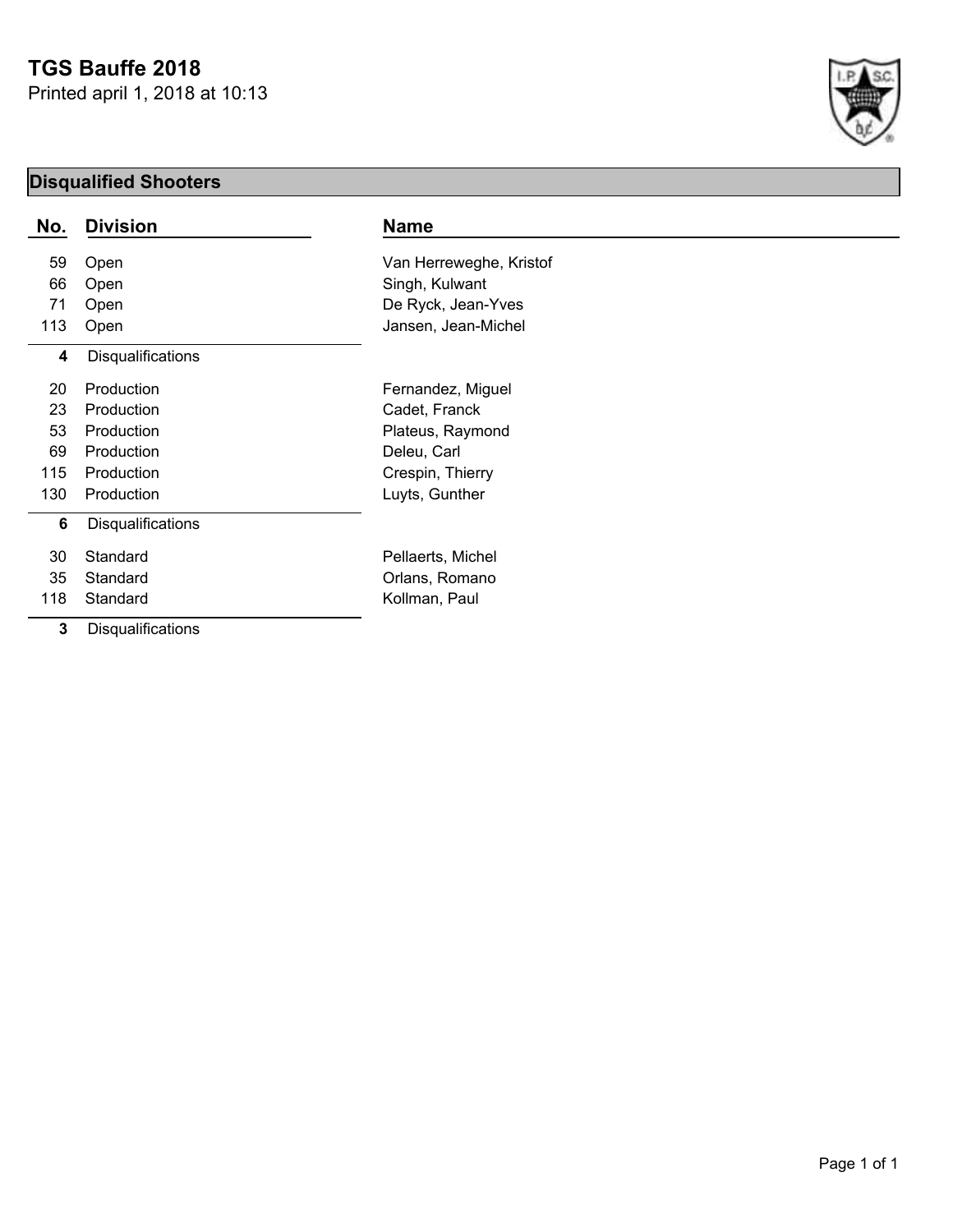# TGS Bauffe 2018

Printed april 1, 2018 at 10:13

## Disqualified Shooters

| No. | Division | Name |
| --- | --- | --- |
| 59 | Open | Van Herreweghe, Kristof |
| 66 | Open | Singh, Kulwant |
| 71 | Open | De Ryck, Jean-Yves |
| 113 | Open | Jansen, Jean-Michel |
| **4** | Disqualifications | |
| 20 | Production | Fernandez, Miguel |
| 23 | Production | Cadet, Franck |
| 53 | Production | Plateus, Raymond |
| 69 | Production | Deleu, Carl |
| 115 | Production | Crespin, Thierry |
| 130 | Production | Luyts, Gunther |
| **6** | Disqualifications | |
| 30 | Standard | Pellaerts, Michel |
| 35 | Standard | Orlans, Romano |
| 118 | Standard | Kollman, Paul |
| **3** | Disqualifications | |